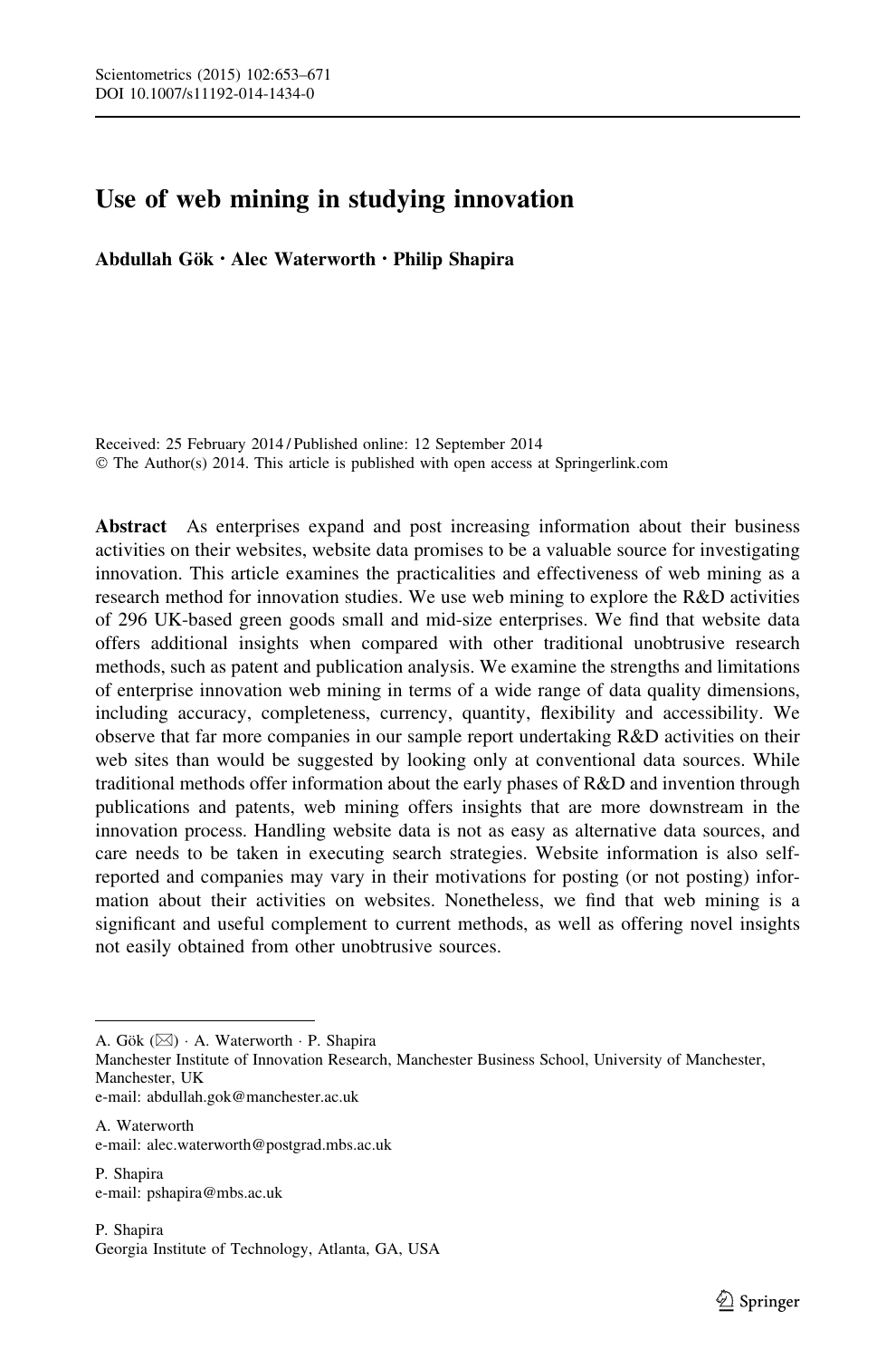# Use of web mining in studying innovation

**Abdullah Gök · Alec Waterworth · Philip Shapira**

Received: 25 February 2014 / Published online: 12 September 2014
© The Author(s) 2014. This article is published with open access at Springerlink.com

**Abstract** As enterprises expand and post increasing information about their business activities on their websites, website data promises to be a valuable source for investigating innovation. This article examines the practicalities and effectiveness of web mining as a research method for innovation studies. We use web mining to explore the R&D activities of 296 UK-based green goods small and mid-size enterprises. We find that website data offers additional insights when compared with other traditional unobtrusive research methods, such as patent and publication analysis. We examine the strengths and limitations of enterprise innovation web mining in terms of a wide range of data quality dimensions, including accuracy, completeness, currency, quantity, flexibility and accessibility. We observe that far more companies in our sample report undertaking R&D activities on their web sites than would be suggested by looking only at conventional data sources. While traditional methods offer information about the early phases of R&D and invention through publications and patents, web mining offers insights that are more downstream in the innovation process. Handling website data is not as easy as alternative data sources, and care needs to be taken in executing search strategies. Website information is also self-reported and companies may vary in their motivations for posting (or not posting) information about their activities on websites. Nonetheless, we find that web mining is a significant and useful complement to current methods, as well as offering novel insights not easily obtained from other unobtrusive sources.

---

A. Gök (✉) · A. Waterworth · P. Shapira
Manchester Institute of Innovation Research, Manchester Business School, University of Manchester, Manchester, UK
e-mail: abdullah.gok@manchester.ac.uk

A. Waterworth
e-mail: alec.waterworth@postgrad.mbs.ac.uk

P. Shapira
e-mail: pshapira@mbs.ac.uk

P. Shapira
Georgia Institute of Technology, Atlanta, GA, USA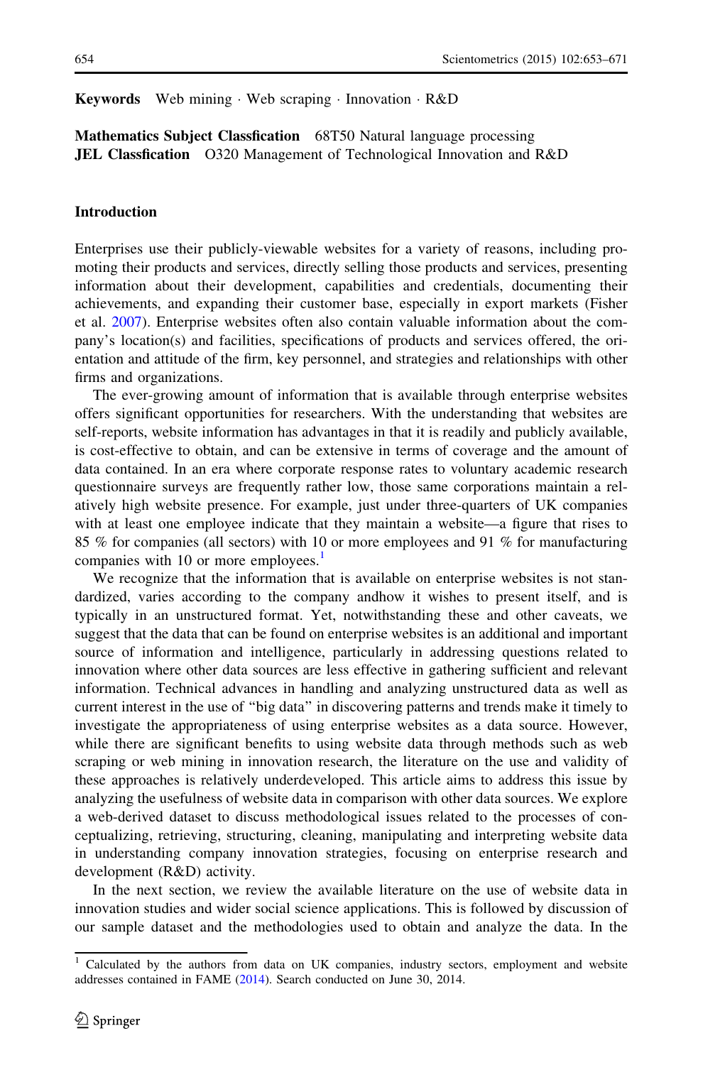**Keywords** Web mining · Web scraping · Innovation · R&D

**Mathematics Subject Classfication** 68T50 Natural language processing
**JEL Classfication** O320 Management of Technological Innovation and R&D

## Introduction

Enterprises use their publicly-viewable websites for a variety of reasons, including promoting their products and services, directly selling those products and services, presenting information about their development, capabilities and credentials, documenting their achievements, and expanding their customer base, especially in export markets (Fisher et al. 2007). Enterprise websites often also contain valuable information about the company's location(s) and facilities, specifications of products and services offered, the orientation and attitude of the firm, key personnel, and strategies and relationships with other firms and organizations.

The ever-growing amount of information that is available through enterprise websites offers significant opportunities for researchers. With the understanding that websites are self-reports, website information has advantages in that it is readily and publicly available, is cost-effective to obtain, and can be extensive in terms of coverage and the amount of data contained. In an era where corporate response rates to voluntary academic research questionnaire surveys are frequently rather low, those same corporations maintain a relatively high website presence. For example, just under three-quarters of UK companies with at least one employee indicate that they maintain a website—a figure that rises to 85 % for companies (all sectors) with 10 or more employees and 91 % for manufacturing companies with 10 or more employees.[1]

We recognize that the information that is available on enterprise websites is not standardized, varies according to the company andhow it wishes to present itself, and is typically in an unstructured format. Yet, notwithstanding these and other caveats, we suggest that the data that can be found on enterprise websites is an additional and important source of information and intelligence, particularly in addressing questions related to innovation where other data sources are less effective in gathering sufficient and relevant information. Technical advances in handling and analyzing unstructured data as well as current interest in the use of "big data" in discovering patterns and trends make it timely to investigate the appropriateness of using enterprise websites as a data source. However, while there are significant benefits to using website data through methods such as web scraping or web mining in innovation research, the literature on the use and validity of these approaches is relatively underdeveloped. This article aims to address this issue by analyzing the usefulness of website data in comparison with other data sources. We explore a web-derived dataset to discuss methodological issues related to the processes of conceptualizing, retrieving, structuring, cleaning, manipulating and interpreting website data in understanding company innovation strategies, focusing on enterprise research and development (R&D) activity.

In the next section, we review the available literature on the use of website data in innovation studies and wider social science applications. This is followed by discussion of our sample dataset and the methodologies used to obtain and analyze the data. In the

[1] Calculated by the authors from data on UK companies, industry sectors, employment and website addresses contained in FAME (2014). Search conducted on June 30, 2014.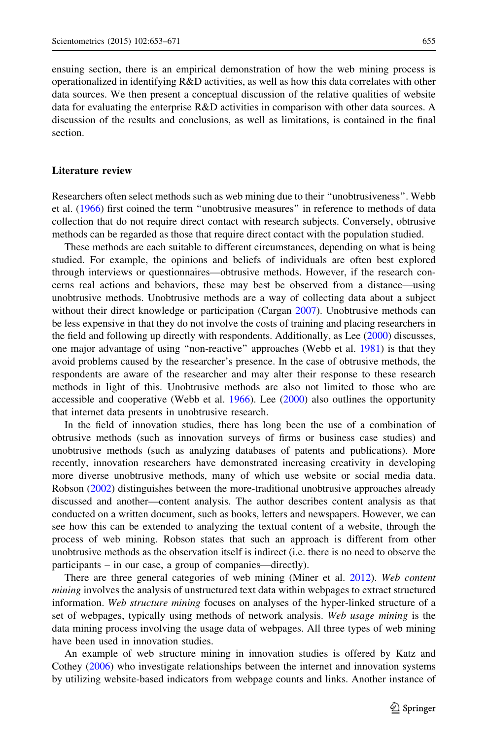ensuing section, there is an empirical demonstration of how the web mining process is operationalized in identifying R&D activities, as well as how this data correlates with other data sources. We then present a conceptual discussion of the relative qualities of website data for evaluating the enterprise R&D activities in comparison with other data sources. A discussion of the results and conclusions, as well as limitations, is contained in the final section.

## Literature review

Researchers often select methods such as web mining due to their "unobtrusiveness". Webb et al. (1966) first coined the term "unobtrusive measures" in reference to methods of data collection that do not require direct contact with research subjects. Conversely, obtrusive methods can be regarded as those that require direct contact with the population studied.

These methods are each suitable to different circumstances, depending on what is being studied. For example, the opinions and beliefs of individuals are often best explored through interviews or questionnaires—obtrusive methods. However, if the research concerns real actions and behaviors, these may best be observed from a distance—using unobtrusive methods. Unobtrusive methods are a way of collecting data about a subject without their direct knowledge or participation (Cargan 2007). Unobtrusive methods can be less expensive in that they do not involve the costs of training and placing researchers in the field and following up directly with respondents. Additionally, as Lee (2000) discusses, one major advantage of using "non-reactive" approaches (Webb et al. 1981) is that they avoid problems caused by the researcher's presence. In the case of obtrusive methods, the respondents are aware of the researcher and may alter their response to these research methods in light of this. Unobtrusive methods are also not limited to those who are accessible and cooperative (Webb et al. 1966). Lee (2000) also outlines the opportunity that internet data presents in unobtrusive research.

In the field of innovation studies, there has long been the use of a combination of obtrusive methods (such as innovation surveys of firms or business case studies) and unobtrusive methods (such as analyzing databases of patents and publications). More recently, innovation researchers have demonstrated increasing creativity in developing more diverse unobtrusive methods, many of which use website or social media data. Robson (2002) distinguishes between the more-traditional unobtrusive approaches already discussed and another—content analysis. The author describes content analysis as that conducted on a written document, such as books, letters and newspapers. However, we can see how this can be extended to analyzing the textual content of a website, through the process of web mining. Robson states that such an approach is different from other unobtrusive methods as the observation itself is indirect (i.e. there is no need to observe the participants – in our case, a group of companies—directly).

There are three general categories of web mining (Miner et al. 2012). *Web content mining* involves the analysis of unstructured text data within webpages to extract structured information. *Web structure mining* focuses on analyses of the hyper-linked structure of a set of webpages, typically using methods of network analysis. *Web usage mining* is the data mining process involving the usage data of webpages. All three types of web mining have been used in innovation studies.

An example of web structure mining in innovation studies is offered by Katz and Cothey (2006) who investigate relationships between the internet and innovation systems by utilizing website-based indicators from webpage counts and links. Another instance of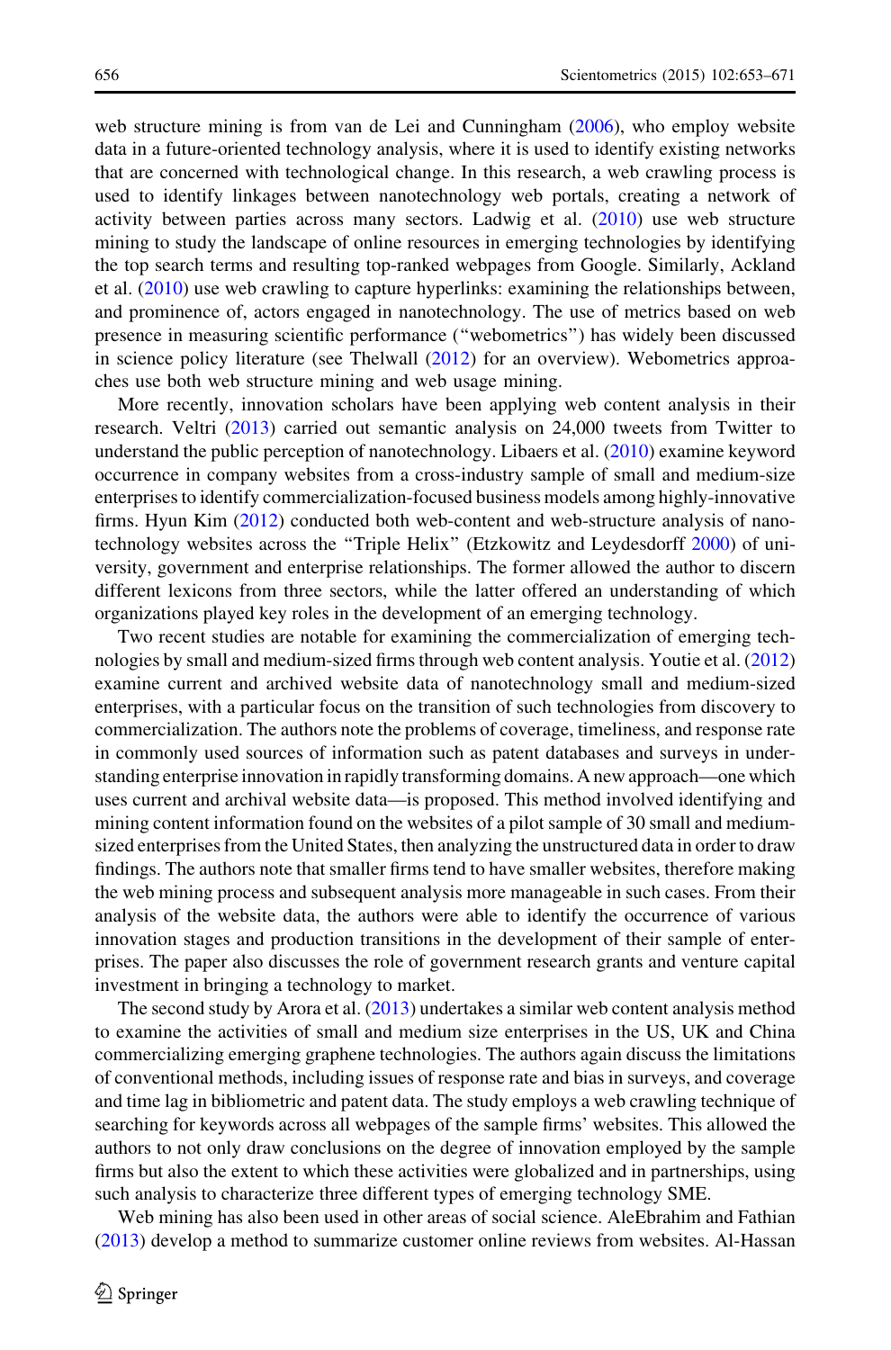web structure mining is from van de Lei and Cunningham (2006), who employ website data in a future-oriented technology analysis, where it is used to identify existing networks that are concerned with technological change. In this research, a web crawling process is used to identify linkages between nanotechnology web portals, creating a network of activity between parties across many sectors. Ladwig et al. (2010) use web structure mining to study the landscape of online resources in emerging technologies by identifying the top search terms and resulting top-ranked webpages from Google. Similarly, Ackland et al. (2010) use web crawling to capture hyperlinks: examining the relationships between, and prominence of, actors engaged in nanotechnology. The use of metrics based on web presence in measuring scientific performance ("webometrics") has widely been discussed in science policy literature (see Thelwall (2012) for an overview). Webometrics approaches use both web structure mining and web usage mining.

More recently, innovation scholars have been applying web content analysis in their research. Veltri (2013) carried out semantic analysis on 24,000 tweets from Twitter to understand the public perception of nanotechnology. Libaers et al. (2010) examine keyword occurrence in company websites from a cross-industry sample of small and medium-size enterprises to identify commercialization-focused business models among highly-innovative firms. Hyun Kim (2012) conducted both web-content and web-structure analysis of nanotechnology websites across the "Triple Helix" (Etzkowitz and Leydesdorff 2000) of university, government and enterprise relationships. The former allowed the author to discern different lexicons from three sectors, while the latter offered an understanding of which organizations played key roles in the development of an emerging technology.

Two recent studies are notable for examining the commercialization of emerging technologies by small and medium-sized firms through web content analysis. Youtie et al. (2012) examine current and archived website data of nanotechnology small and medium-sized enterprises, with a particular focus on the transition of such technologies from discovery to commercialization. The authors note the problems of coverage, timeliness, and response rate in commonly used sources of information such as patent databases and surveys in understanding enterprise innovation in rapidly transforming domains. A new approach—one which uses current and archival website data—is proposed. This method involved identifying and mining content information found on the websites of a pilot sample of 30 small and medium-sized enterprises from the United States, then analyzing the unstructured data in order to draw findings. The authors note that smaller firms tend to have smaller websites, therefore making the web mining process and subsequent analysis more manageable in such cases. From their analysis of the website data, the authors were able to identify the occurrence of various innovation stages and production transitions in the development of their sample of enterprises. The paper also discusses the role of government research grants and venture capital investment in bringing a technology to market.

The second study by Arora et al. (2013) undertakes a similar web content analysis method to examine the activities of small and medium size enterprises in the US, UK and China commercializing emerging graphene technologies. The authors again discuss the limitations of conventional methods, including issues of response rate and bias in surveys, and coverage and time lag in bibliometric and patent data. The study employs a web crawling technique of searching for keywords across all webpages of the sample firms' websites. This allowed the authors to not only draw conclusions on the degree of innovation employed by the sample firms but also the extent to which these activities were globalized and in partnerships, using such analysis to characterize three different types of emerging technology SME.

Web mining has also been used in other areas of social science. AleEbrahim and Fathian (2013) develop a method to summarize customer online reviews from websites. Al-Hassan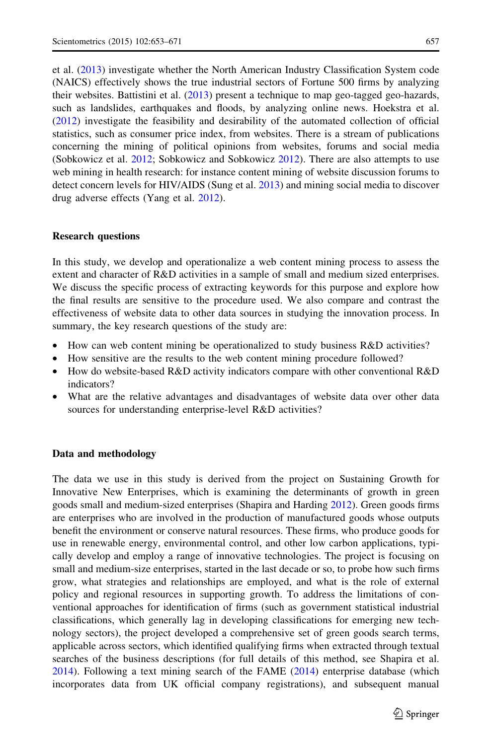et al. (2013) investigate whether the North American Industry Classification System code (NAICS) effectively shows the true industrial sectors of Fortune 500 firms by analyzing their websites. Battistini et al. (2013) present a technique to map geo-tagged geo-hazards, such as landslides, earthquakes and floods, by analyzing online news. Hoekstra et al. (2012) investigate the feasibility and desirability of the automated collection of official statistics, such as consumer price index, from websites. There is a stream of publications concerning the mining of political opinions from websites, forums and social media (Sobkowicz et al. 2012; Sobkowicz and Sobkowicz 2012). There are also attempts to use web mining in health research: for instance content mining of website discussion forums to detect concern levels for HIV/AIDS (Sung et al. 2013) and mining social media to discover drug adverse effects (Yang et al. 2012).

## Research questions

In this study, we develop and operationalize a web content mining process to assess the extent and character of R&D activities in a sample of small and medium sized enterprises. We discuss the specific process of extracting keywords for this purpose and explore how the final results are sensitive to the procedure used. We also compare and contrast the effectiveness of website data to other data sources in studying the innovation process. In summary, the key research questions of the study are:

- How can web content mining be operationalized to study business R&D activities?
- How sensitive are the results to the web content mining procedure followed?
- How do website-based R&D activity indicators compare with other conventional R&D indicators?
- What are the relative advantages and disadvantages of website data over other data sources for understanding enterprise-level R&D activities?

## Data and methodology

The data we use in this study is derived from the project on Sustaining Growth for Innovative New Enterprises, which is examining the determinants of growth in green goods small and medium-sized enterprises (Shapira and Harding 2012). Green goods firms are enterprises who are involved in the production of manufactured goods whose outputs benefit the environment or conserve natural resources. These firms, who produce goods for use in renewable energy, environmental control, and other low carbon applications, typically develop and employ a range of innovative technologies. The project is focusing on small and medium-size enterprises, started in the last decade or so, to probe how such firms grow, what strategies and relationships are employed, and what is the role of external policy and regional resources in supporting growth. To address the limitations of conventional approaches for identification of firms (such as government statistical industrial classifications, which generally lag in developing classifications for emerging new technology sectors), the project developed a comprehensive set of green goods search terms, applicable across sectors, which identified qualifying firms when extracted through textual searches of the business descriptions (for full details of this method, see Shapira et al. 2014). Following a text mining search of the FAME (2014) enterprise database (which incorporates data from UK official company registrations), and subsequent manual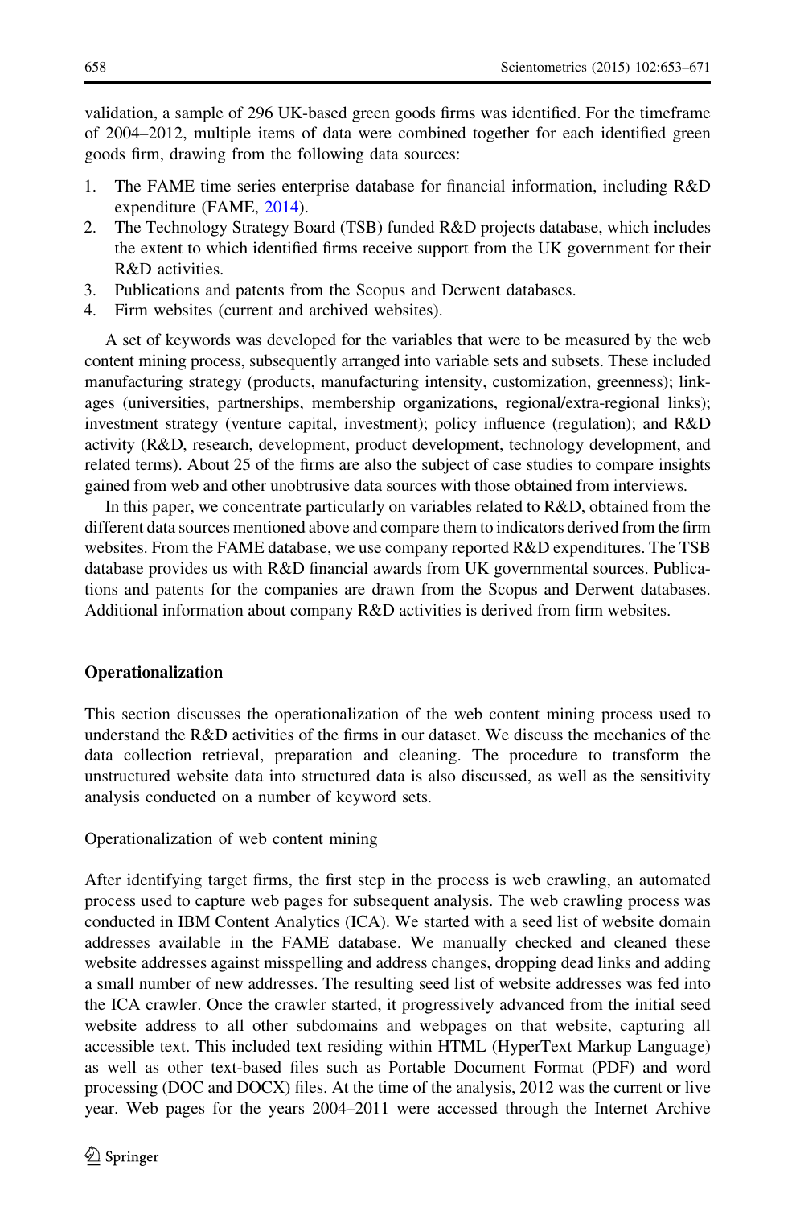validation, a sample of 296 UK-based green goods firms was identified. For the timeframe of 2004–2012, multiple items of data were combined together for each identified green goods firm, drawing from the following data sources:

1. The FAME time series enterprise database for financial information, including R&D expenditure (FAME, 2014).
2. The Technology Strategy Board (TSB) funded R&D projects database, which includes the extent to which identified firms receive support from the UK government for their R&D activities.
3. Publications and patents from the Scopus and Derwent databases.
4. Firm websites (current and archived websites).

A set of keywords was developed for the variables that were to be measured by the web content mining process, subsequently arranged into variable sets and subsets. These included manufacturing strategy (products, manufacturing intensity, customization, greenness); linkages (universities, partnerships, membership organizations, regional/extra-regional links); investment strategy (venture capital, investment); policy influence (regulation); and R&D activity (R&D, research, development, product development, technology development, and related terms). About 25 of the firms are also the subject of case studies to compare insights gained from web and other unobtrusive data sources with those obtained from interviews.

In this paper, we concentrate particularly on variables related to R&D, obtained from the different data sources mentioned above and compare them to indicators derived from the firm websites. From the FAME database, we use company reported R&D expenditures. The TSB database provides us with R&D financial awards from UK governmental sources. Publications and patents for the companies are drawn from the Scopus and Derwent databases. Additional information about company R&D activities is derived from firm websites.

## Operationalization

This section discusses the operationalization of the web content mining process used to understand the R&D activities of the firms in our dataset. We discuss the mechanics of the data collection retrieval, preparation and cleaning. The procedure to transform the unstructured website data into structured data is also discussed, as well as the sensitivity analysis conducted on a number of keyword sets.

### Operationalization of web content mining

After identifying target firms, the first step in the process is web crawling, an automated process used to capture web pages for subsequent analysis. The web crawling process was conducted in IBM Content Analytics (ICA). We started with a seed list of website domain addresses available in the FAME database. We manually checked and cleaned these website addresses against misspelling and address changes, dropping dead links and adding a small number of new addresses. The resulting seed list of website addresses was fed into the ICA crawler. Once the crawler started, it progressively advanced from the initial seed website address to all other subdomains and webpages on that website, capturing all accessible text. This included text residing within HTML (HyperText Markup Language) as well as other text-based files such as Portable Document Format (PDF) and word processing (DOC and DOCX) files. At the time of the analysis, 2012 was the current or live year. Web pages for the years 2004–2011 were accessed through the Internet Archive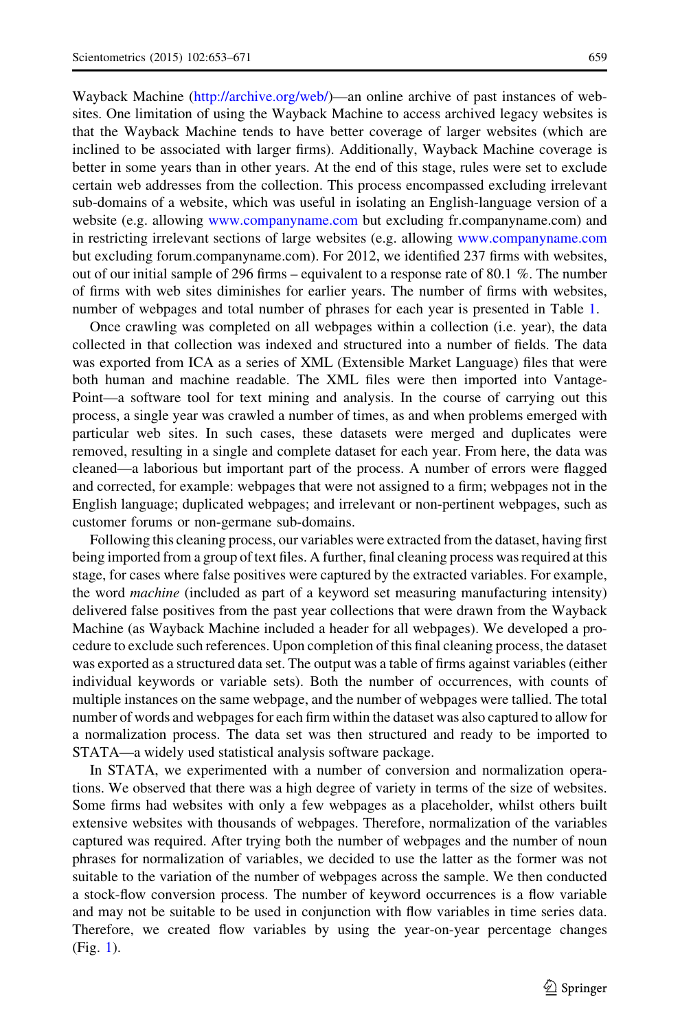Wayback Machine (http://archive.org/web/)—an online archive of past instances of websites. One limitation of using the Wayback Machine to access archived legacy websites is that the Wayback Machine tends to have better coverage of larger websites (which are inclined to be associated with larger firms). Additionally, Wayback Machine coverage is better in some years than in other years. At the end of this stage, rules were set to exclude certain web addresses from the collection. This process encompassed excluding irrelevant sub-domains of a website, which was useful in isolating an English-language version of a website (e.g. allowing www.companyname.com but excluding fr.companyname.com) and in restricting irrelevant sections of large websites (e.g. allowing www.companyname.com but excluding forum.companyname.com). For 2012, we identified 237 firms with websites, out of our initial sample of 296 firms – equivalent to a response rate of 80.1 %. The number of firms with web sites diminishes for earlier years. The number of firms with websites, number of webpages and total number of phrases for each year is presented in Table 1.

Once crawling was completed on all webpages within a collection (i.e. year), the data collected in that collection was indexed and structured into a number of fields. The data was exported from ICA as a series of XML (Extensible Market Language) files that were both human and machine readable. The XML files were then imported into VantagePoint—a software tool for text mining and analysis. In the course of carrying out this process, a single year was crawled a number of times, as and when problems emerged with particular web sites. In such cases, these datasets were merged and duplicates were removed, resulting in a single and complete dataset for each year. From here, the data was cleaned—a laborious but important part of the process. A number of errors were flagged and corrected, for example: webpages that were not assigned to a firm; webpages not in the English language; duplicated webpages; and irrelevant or non-pertinent webpages, such as customer forums or non-germane sub-domains.

Following this cleaning process, our variables were extracted from the dataset, having first being imported from a group of text files. A further, final cleaning process was required at this stage, for cases where false positives were captured by the extracted variables. For example, the word *machine* (included as part of a keyword set measuring manufacturing intensity) delivered false positives from the past year collections that were drawn from the Wayback Machine (as Wayback Machine included a header for all webpages). We developed a procedure to exclude such references. Upon completion of this final cleaning process, the dataset was exported as a structured data set. The output was a table of firms against variables (either individual keywords or variable sets). Both the number of occurrences, with counts of multiple instances on the same webpage, and the number of webpages were tallied. The total number of words and webpages for each firm within the dataset was also captured to allow for a normalization process. The data set was then structured and ready to be imported to STATA—a widely used statistical analysis software package.

In STATA, we experimented with a number of conversion and normalization operations. We observed that there was a high degree of variety in terms of the size of websites. Some firms had websites with only a few webpages as a placeholder, whilst others built extensive websites with thousands of webpages. Therefore, normalization of the variables captured was required. After trying both the number of webpages and the number of noun phrases for normalization of variables, we decided to use the latter as the former was not suitable to the variation of the number of webpages across the sample. We then conducted a stock-flow conversion process. The number of keyword occurrences is a flow variable and may not be suitable to be used in conjunction with flow variables in time series data. Therefore, we created flow variables by using the year-on-year percentage changes (Fig. 1).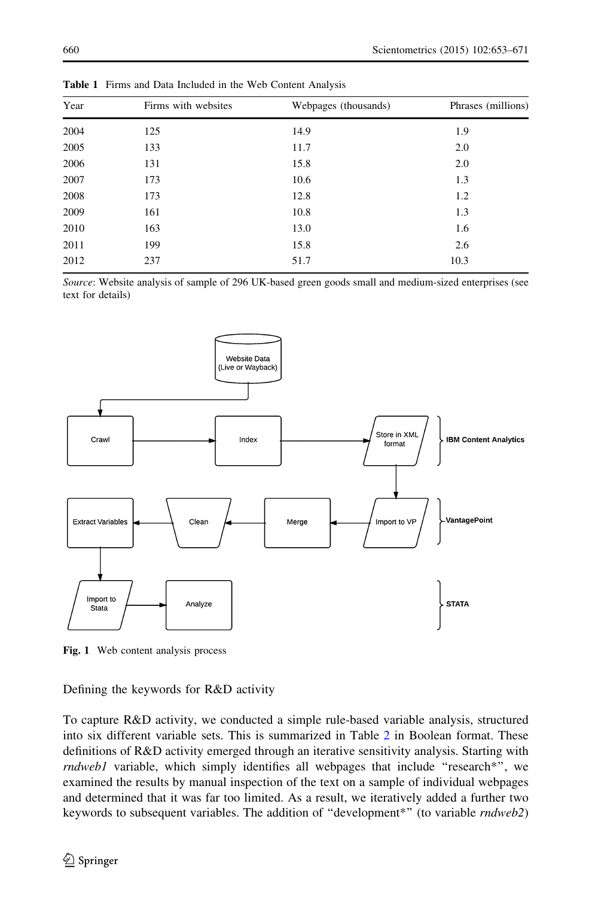**Table 1** Firms and Data Included in the Web Content Analysis

| Year | Firms with websites | Webpages (thousands) | Phrases (millions) |
|---|---|---|---|
| 2004 | 125 | 14.9 | 1.9 |
| 2005 | 133 | 11.7 | 2.0 |
| 2006 | 131 | 15.8 | 2.0 |
| 2007 | 173 | 10.6 | 1.3 |
| 2008 | 173 | 12.8 | 1.2 |
| 2009 | 161 | 10.8 | 1.3 |
| 2010 | 163 | 13.0 | 1.6 |
| 2011 | 199 | 15.8 | 2.6 |
| 2012 | 237 | 51.7 | 10.3 |

*Source*: Website analysis of sample of 296 UK-based green goods small and medium-sized enterprises (see text for details)

**Fig. 1** Web content analysis process

## Defining the keywords for R&D activity

To capture R&D activity, we conducted a simple rule-based variable analysis, structured into six different variable sets. This is summarized in Table 2 in Boolean format. These definitions of R&D activity emerged through an iterative sensitivity analysis. Starting with *rndweb1* variable, which simply identifies all webpages that include "research*", we examined the results by manual inspection of the text on a sample of individual webpages and determined that it was far too limited. As a result, we iteratively added a further two keywords to subsequent variables. The addition of "development*" (to variable *rndweb2*)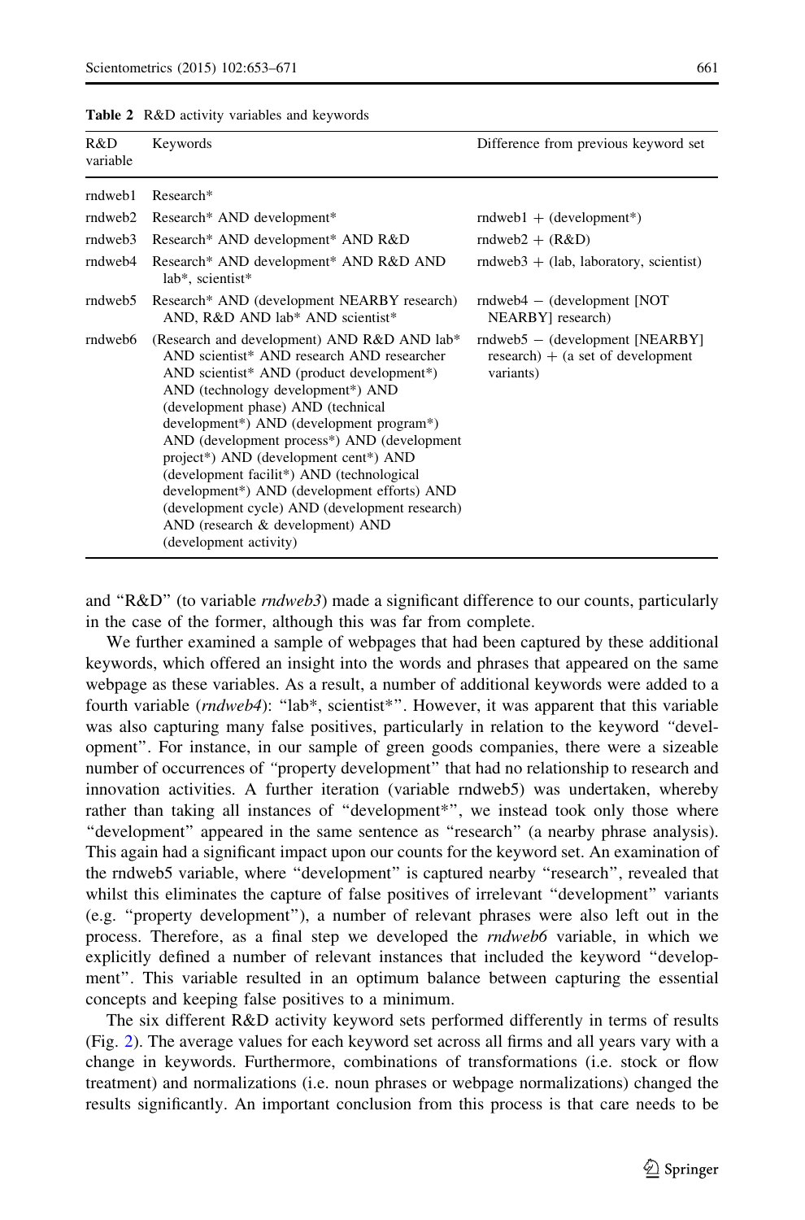**Table 2** R&D activity variables and keywords

| R&D variable | Keywords | Difference from previous keyword set |
|---|---|---|
| rndweb1 | Research* | |
| rndweb2 | Research* AND development* | rndweb1 + (development*) |
| rndweb3 | Research* AND development* AND R&D | rndweb2 + (R&D) |
| rndweb4 | Research* AND development* AND R&D AND lab*, scientist* | rndweb3 + (lab, laboratory, scientist) |
| rndweb5 | Research* AND (development NEARBY research) AND, R&D AND lab* AND scientist* | rndweb4 − (development [NOT NEARBY] research) |
| rndweb6 | (Research and development) AND R&D AND lab* AND scientist* AND research AND researcher AND scientist* AND (product development*) AND (technology development*) AND (development phase) AND (technical development*) AND (development program*) AND (development process*) AND (development project*) AND (development cent*) AND (development facilit*) AND (technological development*) AND (development efforts) AND (development cycle) AND (development research) AND (research & development) AND (development activity) | rndweb5 − (development [NEARBY] research) + (a set of development variants) |

and "R&D" (to variable *rndweb3*) made a significant difference to our counts, particularly in the case of the former, although this was far from complete.

We further examined a sample of webpages that had been captured by these additional keywords, which offered an insight into the words and phrases that appeared on the same webpage as these variables. As a result, a number of additional keywords were added to a fourth variable (*rndweb4*): "lab*, scientist*". However, it was apparent that this variable was also capturing many false positives, particularly in relation to the keyword "development". For instance, in our sample of green goods companies, there were a sizeable number of occurrences of "property development" that had no relationship to research and innovation activities. A further iteration (variable rndweb5) was undertaken, whereby rather than taking all instances of "development*", we instead took only those where "development" appeared in the same sentence as "research" (a nearby phrase analysis). This again had a significant impact upon our counts for the keyword set. An examination of the rndweb5 variable, where "development" is captured nearby "research", revealed that whilst this eliminates the capture of false positives of irrelevant "development" variants (e.g. "property development"), a number of relevant phrases were also left out in the process. Therefore, as a final step we developed the *rndweb6* variable, in which we explicitly defined a number of relevant instances that included the keyword "development". This variable resulted in an optimum balance between capturing the essential concepts and keeping false positives to a minimum.

The six different R&D activity keyword sets performed differently in terms of results (Fig. 2). The average values for each keyword set across all firms and all years vary with a change in keywords. Furthermore, combinations of transformations (i.e. stock or flow treatment) and normalizations (i.e. noun phrases or webpage normalizations) changed the results significantly. An important conclusion from this process is that care needs to be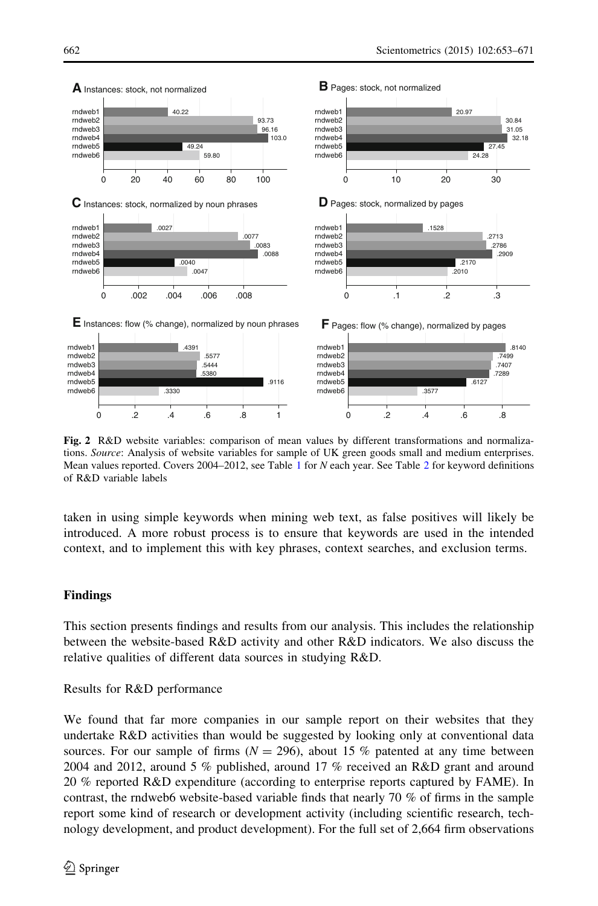**Fig. 2** R&D website variables: comparison of mean values by different transformations and normalizations. *Source*: Analysis of website variables for sample of UK green goods small and medium enterprises. Mean values reported. Covers 2004–2012, see Table 1 for *N* each year. See Table 2 for keyword definitions of R&D variable labels

taken in using simple keywords when mining web text, as false positives will likely be introduced. A more robust process is to ensure that keywords are used in the intended context, and to implement this with key phrases, context searches, and exclusion terms.

## Findings

This section presents findings and results from our analysis. This includes the relationship between the website-based R&D activity and other R&D indicators. We also discuss the relative qualities of different data sources in studying R&D.

### Results for R&D performance

We found that far more companies in our sample report on their websites that they undertake R&D activities than would be suggested by looking only at conventional data sources. For our sample of firms ($N = 296$), about 15 % patented at any time between 2004 and 2012, around 5 % published, around 17 % received an R&D grant and around 20 % reported R&D expenditure (according to enterprise reports captured by FAME). In contrast, the rndweb6 website-based variable finds that nearly 70 % of firms in the sample report some kind of research or development activity (including scientific research, technology development, and product development). For the full set of 2,664 firm observations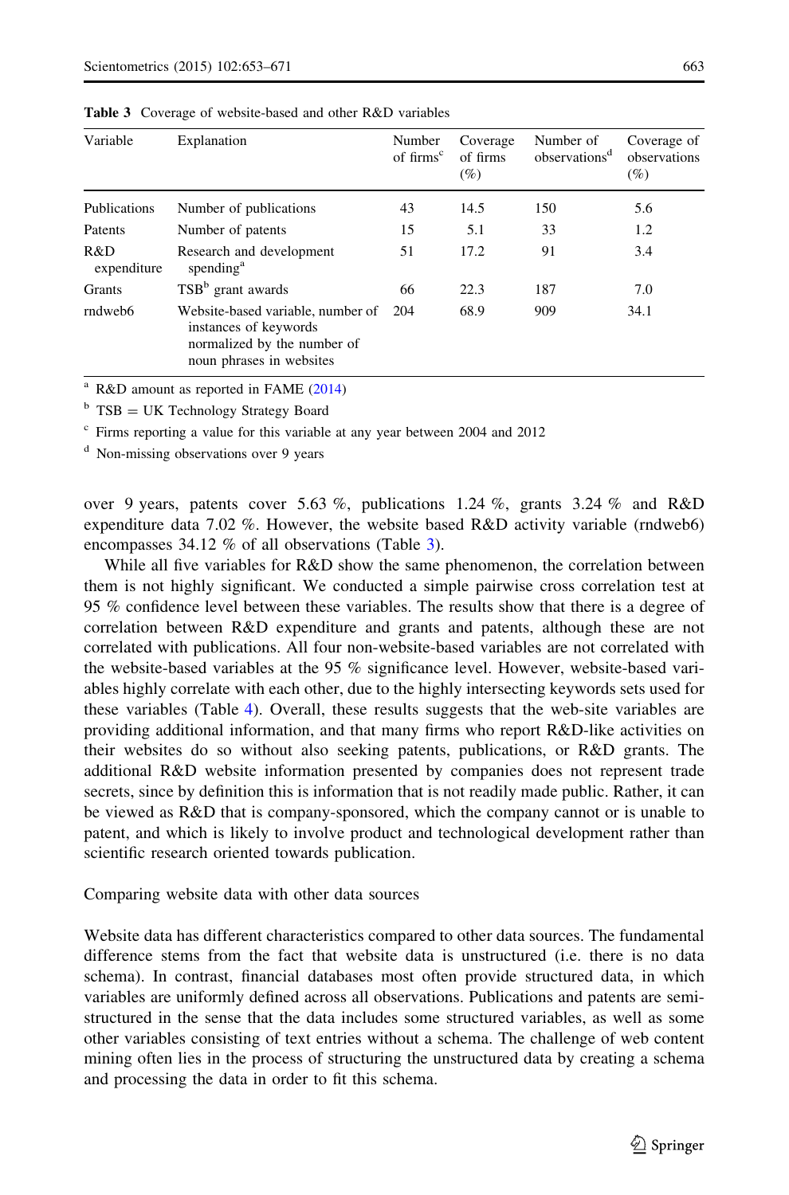Table 3 Coverage of website-based and other R&D variables

| Variable | Explanation | Number of firms[c] | Coverage of firms (%) | Number of observations[d] | Coverage of observations (%) |
|---|---|---|---|---|---|
| Publications | Number of publications | 43 | 14.5 | 150 | 5.6 |
| Patents | Number of patents | 15 | 5.1 | 33 | 1.2 |
| R&D expenditure | Research and development spending[a] | 51 | 17.2 | 91 | 3.4 |
| Grants | TSB[b] grant awards | 66 | 22.3 | 187 | 7.0 |
| rndweb6 | Website-based variable, number of instances of keywords normalized by the number of noun phrases in websites | 204 | 68.9 | 909 | 34.1 |

[a] R&D amount as reported in FAME (2014)

[b] TSB = UK Technology Strategy Board

[c] Firms reporting a value for this variable at any year between 2004 and 2012

[d] Non-missing observations over 9 years

over 9 years, patents cover 5.63 %, publications 1.24 %, grants 3.24 % and R&D expenditure data 7.02 %. However, the website based R&D activity variable (rndweb6) encompasses 34.12 % of all observations (Table 3).

While all five variables for R&D show the same phenomenon, the correlation between them is not highly significant. We conducted a simple pairwise cross correlation test at 95 % confidence level between these variables. The results show that there is a degree of correlation between R&D expenditure and grants and patents, although these are not correlated with publications. All four non-website-based variables are not correlated with the website-based variables at the 95 % significance level. However, website-based variables highly correlate with each other, due to the highly intersecting keywords sets used for these variables (Table 4). Overall, these results suggests that the web-site variables are providing additional information, and that many firms who report R&D-like activities on their websites do so without also seeking patents, publications, or R&D grants. The additional R&D website information presented by companies does not represent trade secrets, since by definition this is information that is not readily made public. Rather, it can be viewed as R&D that is company-sponsored, which the company cannot or is unable to patent, and which is likely to involve product and technological development rather than scientific research oriented towards publication.

## Comparing website data with other data sources

Website data has different characteristics compared to other data sources. The fundamental difference stems from the fact that website data is unstructured (i.e. there is no data schema). In contrast, financial databases most often provide structured data, in which variables are uniformly defined across all observations. Publications and patents are semi-structured in the sense that the data includes some structured variables, as well as some other variables consisting of text entries without a schema. The challenge of web content mining often lies in the process of structuring the unstructured data by creating a schema and processing the data in order to fit this schema.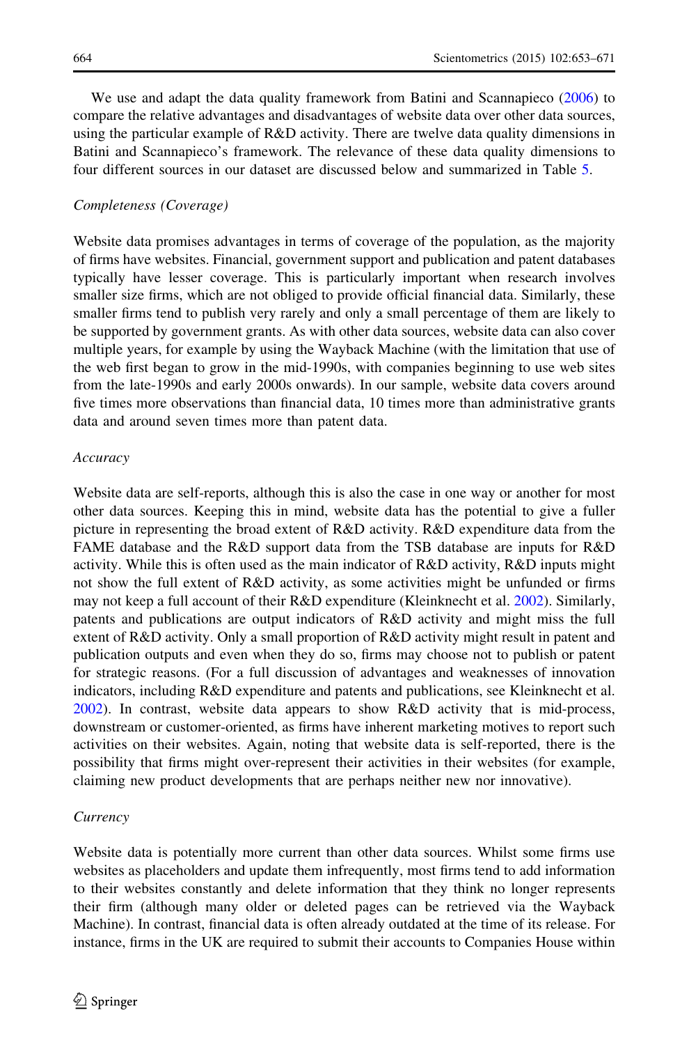We use and adapt the data quality framework from Batini and Scannapieco (2006) to compare the relative advantages and disadvantages of website data over other data sources, using the particular example of R&D activity. There are twelve data quality dimensions in Batini and Scannapieco's framework. The relevance of these data quality dimensions to four different sources in our dataset are discussed below and summarized in Table 5.

*Completeness (Coverage)*

Website data promises advantages in terms of coverage of the population, as the majority of firms have websites. Financial, government support and publication and patent databases typically have lesser coverage. This is particularly important when research involves smaller size firms, which are not obliged to provide official financial data. Similarly, these smaller firms tend to publish very rarely and only a small percentage of them are likely to be supported by government grants. As with other data sources, website data can also cover multiple years, for example by using the Wayback Machine (with the limitation that use of the web first began to grow in the mid-1990s, with companies beginning to use web sites from the late-1990s and early 2000s onwards). In our sample, website data covers around five times more observations than financial data, 10 times more than administrative grants data and around seven times more than patent data.

*Accuracy*

Website data are self-reports, although this is also the case in one way or another for most other data sources. Keeping this in mind, website data has the potential to give a fuller picture in representing the broad extent of R&D activity. R&D expenditure data from the FAME database and the R&D support data from the TSB database are inputs for R&D activity. While this is often used as the main indicator of R&D activity, R&D inputs might not show the full extent of R&D activity, as some activities might be unfunded or firms may not keep a full account of their R&D expenditure (Kleinknecht et al. 2002). Similarly, patents and publications are output indicators of R&D activity and might miss the full extent of R&D activity. Only a small proportion of R&D activity might result in patent and publication outputs and even when they do so, firms may choose not to publish or patent for strategic reasons. (For a full discussion of advantages and weaknesses of innovation indicators, including R&D expenditure and patents and publications, see Kleinknecht et al. 2002). In contrast, website data appears to show R&D activity that is mid-process, downstream or customer-oriented, as firms have inherent marketing motives to report such activities on their websites. Again, noting that website data is self-reported, there is the possibility that firms might over-represent their activities in their websites (for example, claiming new product developments that are perhaps neither new nor innovative).

*Currency*

Website data is potentially more current than other data sources. Whilst some firms use websites as placeholders and update them infrequently, most firms tend to add information to their websites constantly and delete information that they think no longer represents their firm (although many older or deleted pages can be retrieved via the Wayback Machine). In contrast, financial data is often already outdated at the time of its release. For instance, firms in the UK are required to submit their accounts to Companies House within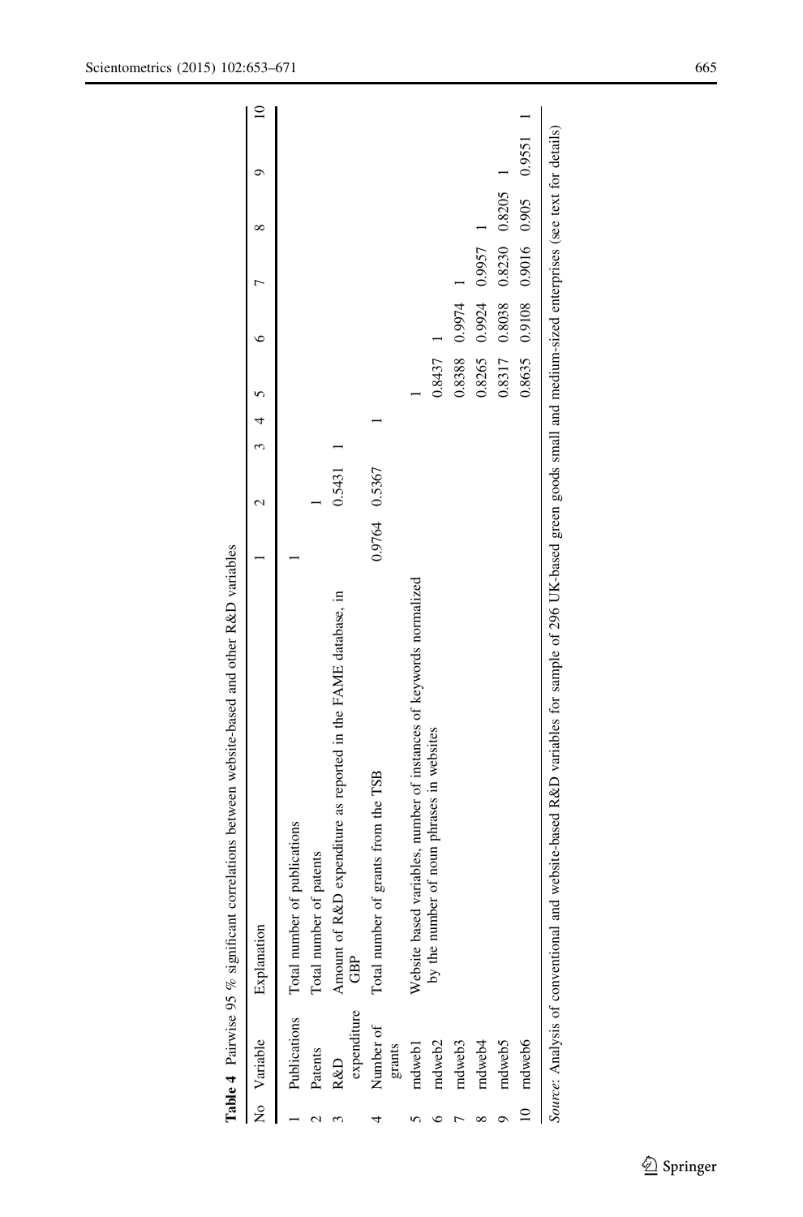**Table 4** Pairwise 95 % significant correlations between website-based and other R&D variables

| No | Variable | Explanation | 1 | 2 | 3 | 4 | 5 | 6 | 7 | 8 | 9 | 10 |
|---|---|---|---|---|---|---|---|---|---|---|---|---|
| 1 | Publications | Total number of publications | 1 | | | | | | | | | |
| 2 | Patents | Total number of patents | | 1 | | | | | | | | |
| 3 | R&D expenditure | Amount of R&D expenditure as reported in the FAME database, in GBP | | 0.5431 | 1 | | | | | | | |
| 4 | Number of grants | Total number of grants from the TSB | 0.9764 | 0.5367 | | 1 | | | | | | |
| 5 | rndweb1 | Website based variables, number of instances of keywords normalized by the number of noun phrases in websites | | | | | 1 | | | | | |
| 6 | rndweb2 | | | | | | 0.8437 | 1 | | | | |
| 7 | rndweb3 | | | | | | 0.8388 | 0.9974 | 1 | | | |
| 8 | rndweb4 | | | | | | 0.8265 | 0.9924 | 0.9957 | 1 | | |
| 9 | rndweb5 | | | | | | 0.8317 | 0.8038 | 0.8230 | 0.8205 | 1 | |
| 10 | rndweb6 | | | | | | 0.8635 | 0.9108 | 0.9016 | 0.905 | 0.9551 | 1 |

*Source*: Analysis of conventional and website-based R&D variables for sample of 296 UK-based green goods small and medium-sized enterprises (see text for details)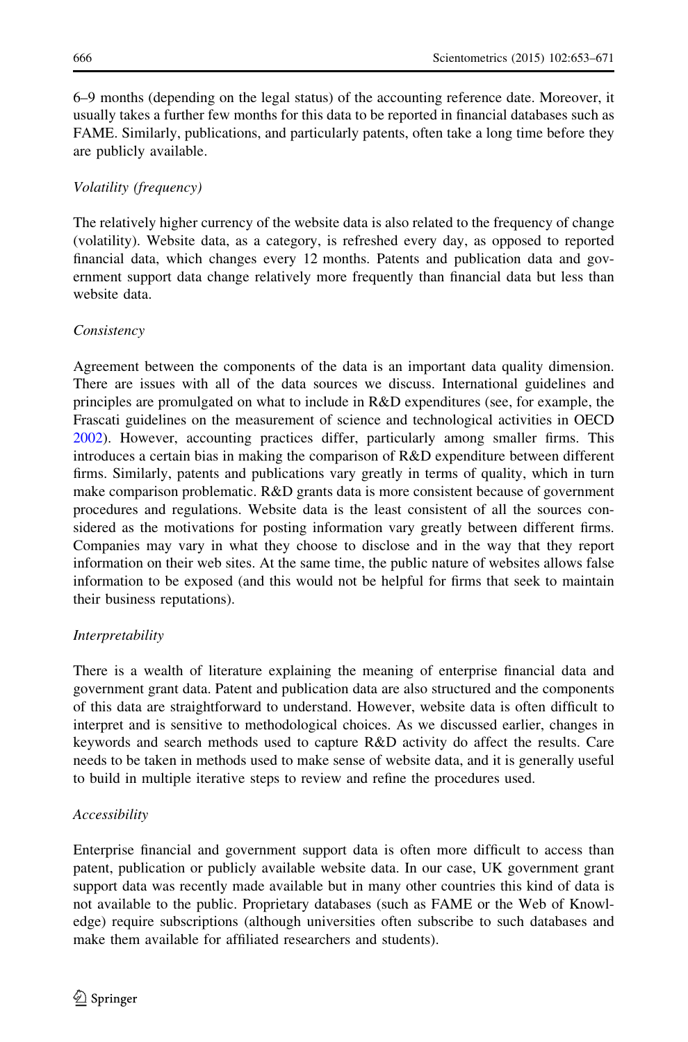6–9 months (depending on the legal status) of the accounting reference date. Moreover, it usually takes a further few months for this data to be reported in financial databases such as FAME. Similarly, publications, and particularly patents, often take a long time before they are publicly available.

*Volatility (frequency)*

The relatively higher currency of the website data is also related to the frequency of change (volatility). Website data, as a category, is refreshed every day, as opposed to reported financial data, which changes every 12 months. Patents and publication data and government support data change relatively more frequently than financial data but less than website data.

*Consistency*

Agreement between the components of the data is an important data quality dimension. There are issues with all of the data sources we discuss. International guidelines and principles are promulgated on what to include in R&D expenditures (see, for example, the Frascati guidelines on the measurement of science and technological activities in OECD 2002). However, accounting practices differ, particularly among smaller firms. This introduces a certain bias in making the comparison of R&D expenditure between different firms. Similarly, patents and publications vary greatly in terms of quality, which in turn make comparison problematic. R&D grants data is more consistent because of government procedures and regulations. Website data is the least consistent of all the sources considered as the motivations for posting information vary greatly between different firms. Companies may vary in what they choose to disclose and in the way that they report information on their web sites. At the same time, the public nature of websites allows false information to be exposed (and this would not be helpful for firms that seek to maintain their business reputations).

*Interpretability*

There is a wealth of literature explaining the meaning of enterprise financial data and government grant data. Patent and publication data are also structured and the components of this data are straightforward to understand. However, website data is often difficult to interpret and is sensitive to methodological choices. As we discussed earlier, changes in keywords and search methods used to capture R&D activity do affect the results. Care needs to be taken in methods used to make sense of website data, and it is generally useful to build in multiple iterative steps to review and refine the procedures used.

*Accessibility*

Enterprise financial and government support data is often more difficult to access than patent, publication or publicly available website data. In our case, UK government grant support data was recently made available but in many other countries this kind of data is not available to the public. Proprietary databases (such as FAME or the Web of Knowledge) require subscriptions (although universities often subscribe to such databases and make them available for affiliated researchers and students).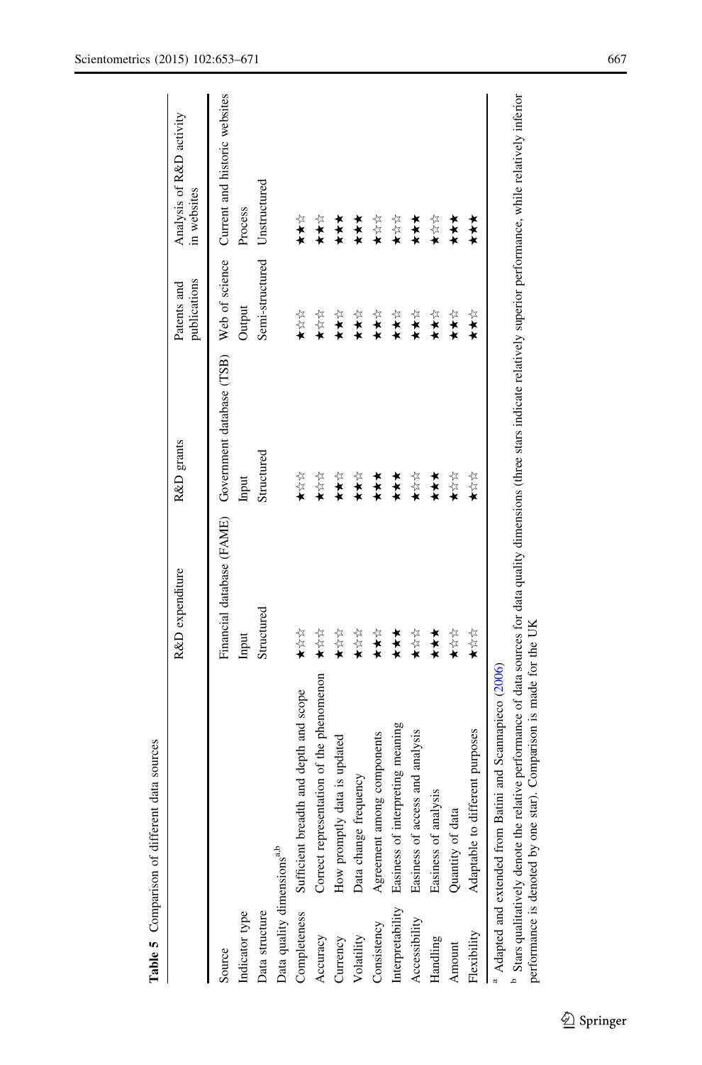**Table 5** Comparison of different data sources

| | | R&D expenditure | R&D grants | Patents and publications | Analysis of R&D activity in websites |
|---|---|---|---|---|---|
| Source | | Financial database (FAME) | Government database (TSB) | Web of science | Current and historic websites |
| Indicator type | | Input | Input | Output | Process |
| Data structure | | Structured | Structured | Semi-structured | Unstructured |
| Data quality dimensions[a,b] | | | | | |
| Completeness | Sufficient breadth and depth and scope | ★☆☆ | ★☆☆ | ★☆☆ | ★★☆ |
| Accuracy | Correct representation of the phenomenon | ★☆☆ | ★☆☆ | ★☆☆ | ★★☆ |
| Currency | How promptly data is updated | ★☆☆ | ★★☆ | ★★☆ | ★★★ |
| Volatility | Data change frequency | ★☆☆ | ★★☆ | ★★☆ | ★★★ |
| Consistency | Agreement among components | ★★☆ | ★★★ | ★★☆ | ★☆☆ |
| Interpretability | Easiness of interpreting meaning | ★★★ | ★★★ | ★★☆ | ★☆☆ |
| Accessibility | Easiness of access and analysis | ★☆☆ | ★☆☆ | ★★☆ | ★★★ |
| Handling | Easiness of analysis | ★★★ | ★★★ | ★★☆ | ★☆☆ |
| Amount | Quantity of data | ★☆☆ | ★☆☆ | ★★☆ | ★★★ |
| Flexibility | Adaptable to different purposes | ★☆☆ | ★☆☆ | ★★☆ | ★★★ |

[a] Adapted and extended from Batini and Scannapieco (2006)

[b] Stars qualitatively denote the relative performance of data sources for data quality dimensions (three stars indicate relatively superior performance, while relatively inferior performance is denoted by one star). Comparison is made for the UK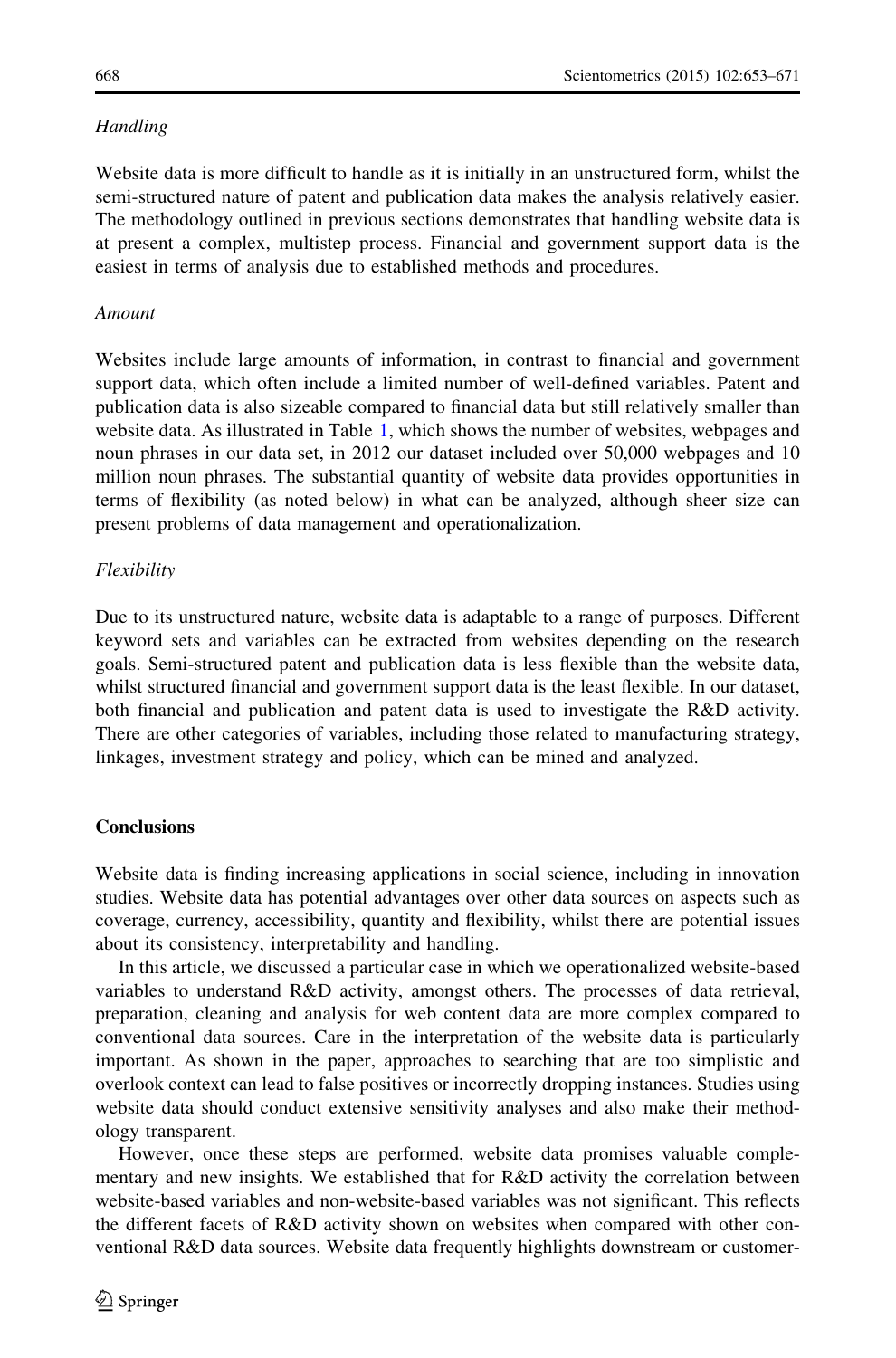*Handling*

Website data is more difficult to handle as it is initially in an unstructured form, whilst the semi-structured nature of patent and publication data makes the analysis relatively easier. The methodology outlined in previous sections demonstrates that handling website data is at present a complex, multistep process. Financial and government support data is the easiest in terms of analysis due to established methods and procedures.

*Amount*

Websites include large amounts of information, in contrast to financial and government support data, which often include a limited number of well-defined variables. Patent and publication data is also sizeable compared to financial data but still relatively smaller than website data. As illustrated in Table 1, which shows the number of websites, webpages and noun phrases in our data set, in 2012 our dataset included over 50,000 webpages and 10 million noun phrases. The substantial quantity of website data provides opportunities in terms of flexibility (as noted below) in what can be analyzed, although sheer size can present problems of data management and operationalization.

*Flexibility*

Due to its unstructured nature, website data is adaptable to a range of purposes. Different keyword sets and variables can be extracted from websites depending on the research goals. Semi-structured patent and publication data is less flexible than the website data, whilst structured financial and government support data is the least flexible. In our dataset, both financial and publication and patent data is used to investigate the R&D activity. There are other categories of variables, including those related to manufacturing strategy, linkages, investment strategy and policy, which can be mined and analyzed.

## Conclusions

Website data is finding increasing applications in social science, including in innovation studies. Website data has potential advantages over other data sources on aspects such as coverage, currency, accessibility, quantity and flexibility, whilst there are potential issues about its consistency, interpretability and handling.

In this article, we discussed a particular case in which we operationalized website-based variables to understand R&D activity, amongst others. The processes of data retrieval, preparation, cleaning and analysis for web content data are more complex compared to conventional data sources. Care in the interpretation of the website data is particularly important. As shown in the paper, approaches to searching that are too simplistic and overlook context can lead to false positives or incorrectly dropping instances. Studies using website data should conduct extensive sensitivity analyses and also make their methodology transparent.

However, once these steps are performed, website data promises valuable complementary and new insights. We established that for R&D activity the correlation between website-based variables and non-website-based variables was not significant. This reflects the different facets of R&D activity shown on websites when compared with other conventional R&D data sources. Website data frequently highlights downstream or customer-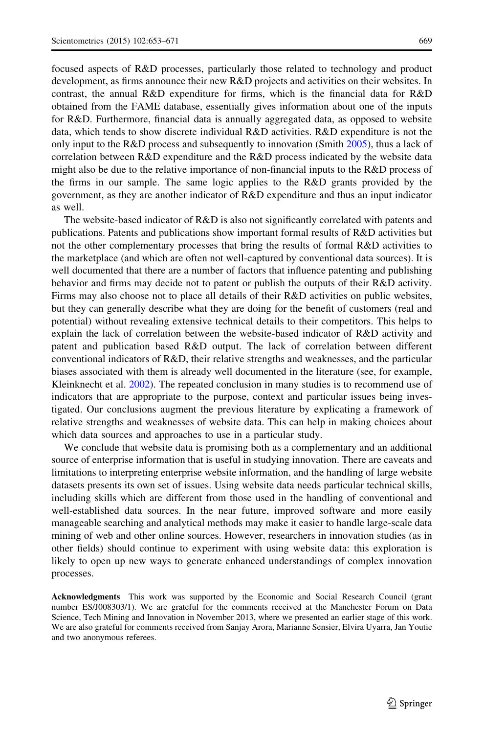focused aspects of R&D processes, particularly those related to technology and product development, as firms announce their new R&D projects and activities on their websites. In contrast, the annual R&D expenditure for firms, which is the financial data for R&D obtained from the FAME database, essentially gives information about one of the inputs for R&D. Furthermore, financial data is annually aggregated data, as opposed to website data, which tends to show discrete individual R&D activities. R&D expenditure is not the only input to the R&D process and subsequently to innovation (Smith 2005), thus a lack of correlation between R&D expenditure and the R&D process indicated by the website data might also be due to the relative importance of non-financial inputs to the R&D process of the firms in our sample. The same logic applies to the R&D grants provided by the government, as they are another indicator of R&D expenditure and thus an input indicator as well.

The website-based indicator of R&D is also not significantly correlated with patents and publications. Patents and publications show important formal results of R&D activities but not the other complementary processes that bring the results of formal R&D activities to the marketplace (and which are often not well-captured by conventional data sources). It is well documented that there are a number of factors that influence patenting and publishing behavior and firms may decide not to patent or publish the outputs of their R&D activity. Firms may also choose not to place all details of their R&D activities on public websites, but they can generally describe what they are doing for the benefit of customers (real and potential) without revealing extensive technical details to their competitors. This helps to explain the lack of correlation between the website-based indicator of R&D activity and patent and publication based R&D output. The lack of correlation between different conventional indicators of R&D, their relative strengths and weaknesses, and the particular biases associated with them is already well documented in the literature (see, for example, Kleinknecht et al. 2002). The repeated conclusion in many studies is to recommend use of indicators that are appropriate to the purpose, context and particular issues being investigated. Our conclusions augment the previous literature by explicating a framework of relative strengths and weaknesses of website data. This can help in making choices about which data sources and approaches to use in a particular study.

We conclude that website data is promising both as a complementary and an additional source of enterprise information that is useful in studying innovation. There are caveats and limitations to interpreting enterprise website information, and the handling of large website datasets presents its own set of issues. Using website data needs particular technical skills, including skills which are different from those used in the handling of conventional and well-established data sources. In the near future, improved software and more easily manageable searching and analytical methods may make it easier to handle large-scale data mining of web and other online sources. However, researchers in innovation studies (as in other fields) should continue to experiment with using website data: this exploration is likely to open up new ways to generate enhanced understandings of complex innovation processes.

**Acknowledgments** This work was supported by the Economic and Social Research Council (grant number ES/J008303/1). We are grateful for the comments received at the Manchester Forum on Data Science, Tech Mining and Innovation in November 2013, where we presented an earlier stage of this work. We are also grateful for comments received from Sanjay Arora, Marianne Sensier, Elvira Uyarra, Jan Youtie and two anonymous referees.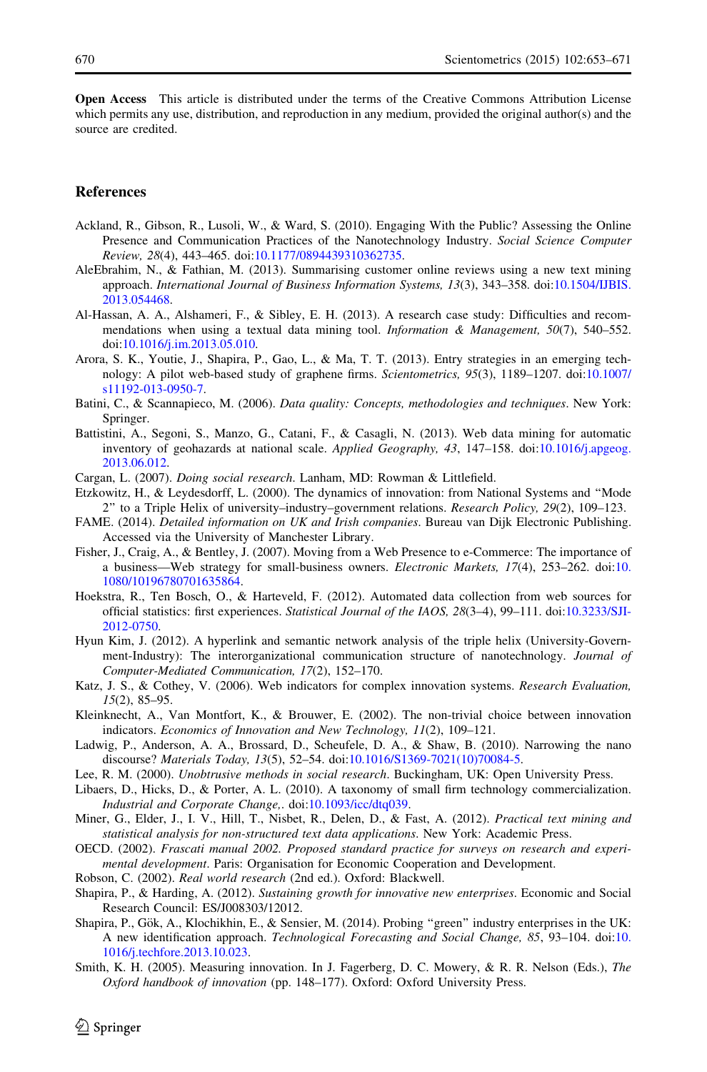**Open Access** This article is distributed under the terms of the Creative Commons Attribution License which permits any use, distribution, and reproduction in any medium, provided the original author(s) and the source are credited.

## References

Ackland, R., Gibson, R., Lusoli, W., & Ward, S. (2010). Engaging With the Public? Assessing the Online Presence and Communication Practices of the Nanotechnology Industry. *Social Science Computer Review, 28*(4), 443–465. doi:10.1177/0894439310362735.

AleEbrahim, N., & Fathian, M. (2013). Summarising customer online reviews using a new text mining approach. *International Journal of Business Information Systems, 13*(3), 343–358. doi:10.1504/IJBIS.2013.054468.

Al-Hassan, A. A., Alshameri, F., & Sibley, E. H. (2013). A research case study: Difficulties and recommendations when using a textual data mining tool. *Information & Management, 50*(7), 540–552. doi:10.1016/j.im.2013.05.010.

Arora, S. K., Youtie, J., Shapira, P., Gao, L., & Ma, T. T. (2013). Entry strategies in an emerging technology: A pilot web-based study of graphene firms. *Scientometrics, 95*(3), 1189–1207. doi:10.1007/s11192-013-0950-7.

Batini, C., & Scannapieco, M. (2006). *Data quality: Concepts, methodologies and techniques*. New York: Springer.

Battistini, A., Segoni, S., Manzo, G., Catani, F., & Casagli, N. (2013). Web data mining for automatic inventory of geohazards at national scale. *Applied Geography, 43*, 147–158. doi:10.1016/j.apgeog.2013.06.012.

Cargan, L. (2007). *Doing social research*. Lanham, MD: Rowman & Littlefield.

Etzkowitz, H., & Leydesdorff, L. (2000). The dynamics of innovation: from National Systems and "Mode 2" to a Triple Helix of university–industry–government relations. *Research Policy, 29*(2), 109–123.

FAME. (2014). *Detailed information on UK and Irish companies*. Bureau van Dijk Electronic Publishing. Accessed via the University of Manchester Library.

Fisher, J., Craig, A., & Bentley, J. (2007). Moving from a Web Presence to e-Commerce: The importance of a business—Web strategy for small-business owners. *Electronic Markets, 17*(4), 253–262. doi:10.1080/10196780701635864.

Hoekstra, R., Ten Bosch, O., & Harteveld, F. (2012). Automated data collection from web sources for official statistics: first experiences. *Statistical Journal of the IAOS, 28*(3–4), 99–111. doi:10.3233/SJI-2012-0750.

Hyun Kim, J. (2012). A hyperlink and semantic network analysis of the triple helix (University-Government-Industry): The interorganizational communication structure of nanotechnology. *Journal of Computer-Mediated Communication, 17*(2), 152–170.

Katz, J. S., & Cothey, V. (2006). Web indicators for complex innovation systems. *Research Evaluation, 15*(2), 85–95.

Kleinknecht, A., Van Montfort, K., & Brouwer, E. (2002). The non-trivial choice between innovation indicators. *Economics of Innovation and New Technology, 11*(2), 109–121.

Ladwig, P., Anderson, A. A., Brossard, D., Scheufele, D. A., & Shaw, B. (2010). Narrowing the nano discourse? *Materials Today, 13*(5), 52–54. doi:10.1016/S1369-7021(10)70084-5.

Lee, R. M. (2000). *Unobtrusive methods in social research*. Buckingham, UK: Open University Press.

Libaers, D., Hicks, D., & Porter, A. L. (2010). A taxonomy of small firm technology commercialization. *Industrial and Corporate Change,*. doi:10.1093/icc/dtq039.

Miner, G., Elder, J., I. V., Hill, T., Nisbet, R., Delen, D., & Fast, A. (2012). *Practical text mining and statistical analysis for non-structured text data applications*. New York: Academic Press.

OECD. (2002). *Frascati manual 2002. Proposed standard practice for surveys on research and experimental development*. Paris: Organisation for Economic Cooperation and Development.

Robson, C. (2002). *Real world research* (2nd ed.). Oxford: Blackwell.

Shapira, P., & Harding, A. (2012). *Sustaining growth for innovative new enterprises*. Economic and Social Research Council: ES/J008303/12012.

Shapira, P., Gök, A., Klochikhin, E., & Sensier, M. (2014). Probing "green" industry enterprises in the UK: A new identification approach. *Technological Forecasting and Social Change, 85*, 93–104. doi:10.1016/j.techfore.2013.10.023.

Smith, K. H. (2005). Measuring innovation. In J. Fagerberg, D. C. Mowery, & R. R. Nelson (Eds.), *The Oxford handbook of innovation* (pp. 148–177). Oxford: Oxford University Press.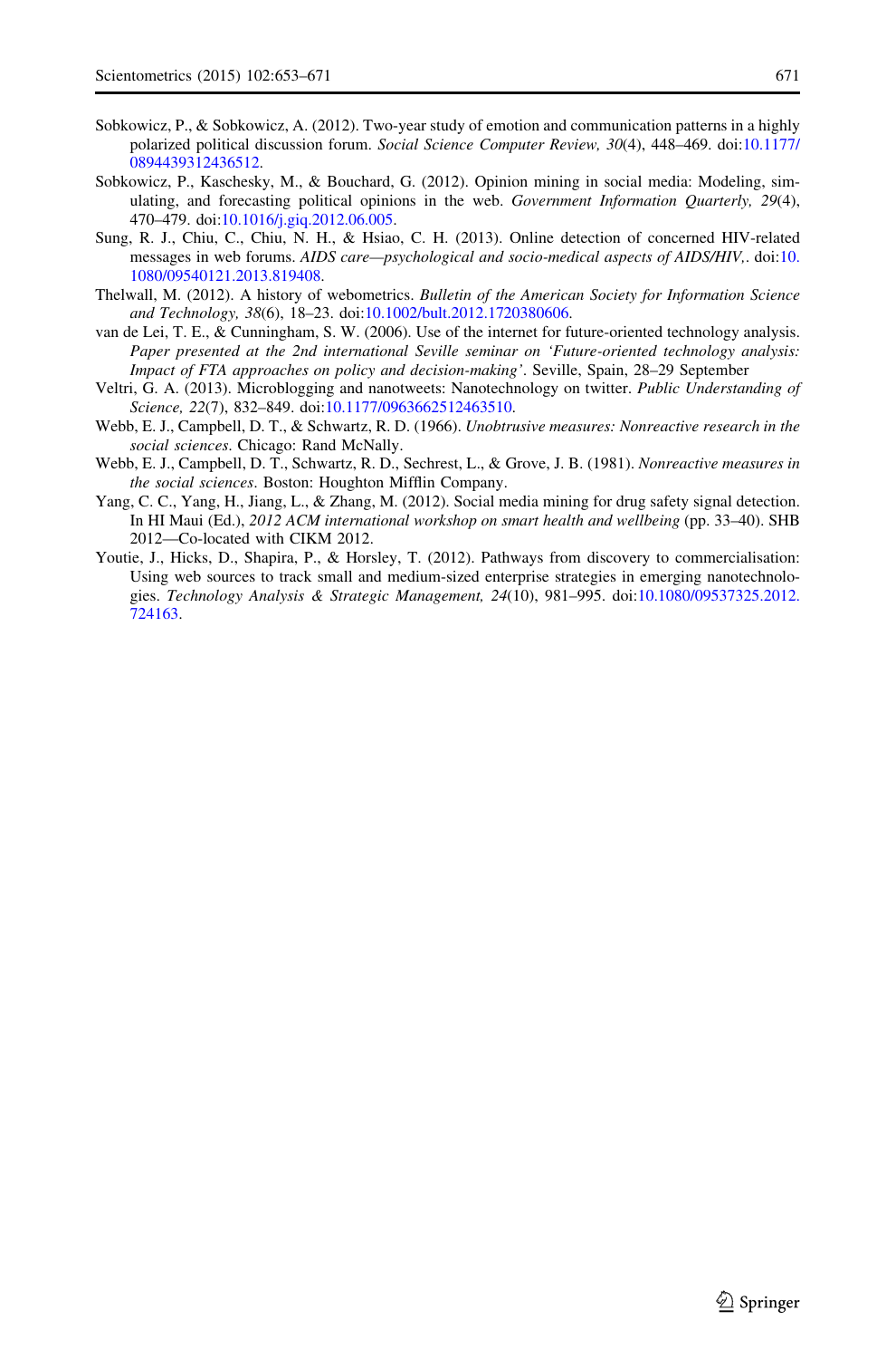Sobkowicz, P., & Sobkowicz, A. (2012). Two-year study of emotion and communication patterns in a highly polarized political discussion forum. *Social Science Computer Review, 30*(4), 448–469. doi:10.1177/0894439312436512.

Sobkowicz, P., Kaschesky, M., & Bouchard, G. (2012). Opinion mining in social media: Modeling, simulating, and forecasting political opinions in the web. *Government Information Quarterly, 29*(4), 470–479. doi:10.1016/j.giq.2012.06.005.

Sung, R. J., Chiu, C., Chiu, N. H., & Hsiao, C. H. (2013). Online detection of concerned HIV-related messages in web forums. *AIDS care—psychological and socio-medical aspects of AIDS/HIV,*. doi:10.1080/09540121.2013.819408.

Thelwall, M. (2012). A history of webometrics. *Bulletin of the American Society for Information Science and Technology, 38*(6), 18–23. doi:10.1002/bult.2012.1720380606.

van de Lei, T. E., & Cunningham, S. W. (2006). Use of the internet for future-oriented technology analysis. *Paper presented at the 2nd international Seville seminar on 'Future-oriented technology analysis: Impact of FTA approaches on policy and decision-making'*. Seville, Spain, 28–29 September

Veltri, G. A. (2013). Microblogging and nanotweets: Nanotechnology on twitter. *Public Understanding of Science, 22*(7), 832–849. doi:10.1177/0963662512463510.

Webb, E. J., Campbell, D. T., & Schwartz, R. D. (1966). *Unobtrusive measures: Nonreactive research in the social sciences*. Chicago: Rand McNally.

Webb, E. J., Campbell, D. T., Schwartz, R. D., Sechrest, L., & Grove, J. B. (1981). *Nonreactive measures in the social sciences*. Boston: Houghton Mifflin Company.

Yang, C. C., Yang, H., Jiang, L., & Zhang, M. (2012). Social media mining for drug safety signal detection. In HI Maui (Ed.), *2012 ACM international workshop on smart health and wellbeing* (pp. 33–40). SHB 2012—Co-located with CIKM 2012.

Youtie, J., Hicks, D., Shapira, P., & Horsley, T. (2012). Pathways from discovery to commercialisation: Using web sources to track small and medium-sized enterprise strategies in emerging nanotechnologies. *Technology Analysis & Strategic Management, 24*(10), 981–995. doi:10.1080/09537325.2012.724163.